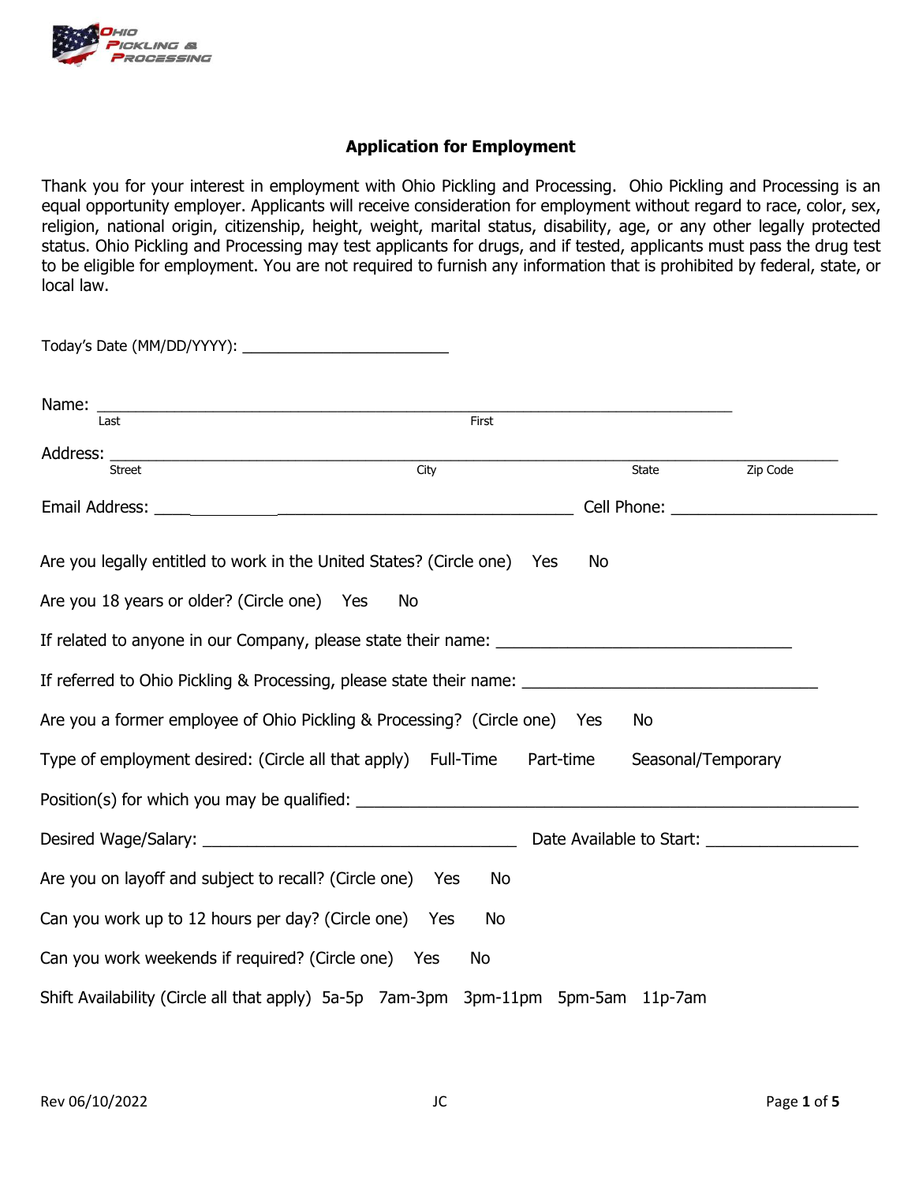Ohio Pickling & Processing

# Application for Employment

Thank you for your interest in employment with Ohio Pickling and Processing. Ohio Pickling and Processing is an equal opportunity employer. Applicants will receive consideration for employment without regard to race, color, sex, religion, national origin, citizenship, height, weight, marital status, disability, age, or any other legally protected status. Ohio Pickling and Processing may test applicants for drugs, and if tested, applicants must pass the drug test to be eligible for employment. You are not required to furnish any information that is prohibited by federal, state, or local law.

Today's Date (MM/DD/YYYY): ________________________

Name: ___________________________________________________________________________
Last First

Address: ___________________________________________________________________________
Street City State Zip Code

Email Address: ___________________________________________ Cell Phone: ________________________

Are you legally entitled to work in the United States? (Circle one) Yes No

Are you 18 years or older? (Circle one) Yes No

If related to anyone in our Company, please state their name: __________________________________

If referred to Ohio Pickling & Processing, please state their name: __________________________________

Are you a former employee of Ohio Pickling & Processing? (Circle one) Yes No

Type of employment desired: (Circle all that apply) Full-Time Part-time Seasonal/Temporary

Position(s) for which you may be qualified: ________________________________________________________

Desired Wage/Salary: ____________________________________ Date Available to Start: _________________

Are you on layoff and subject to recall? (Circle one) Yes No

Can you work up to 12 hours per day? (Circle one) Yes No

Can you work weekends if required? (Circle one) Yes No

Shift Availability (Circle all that apply) 5a-5p 7am-3pm 3pm-11pm 5pm-5am 11p-7am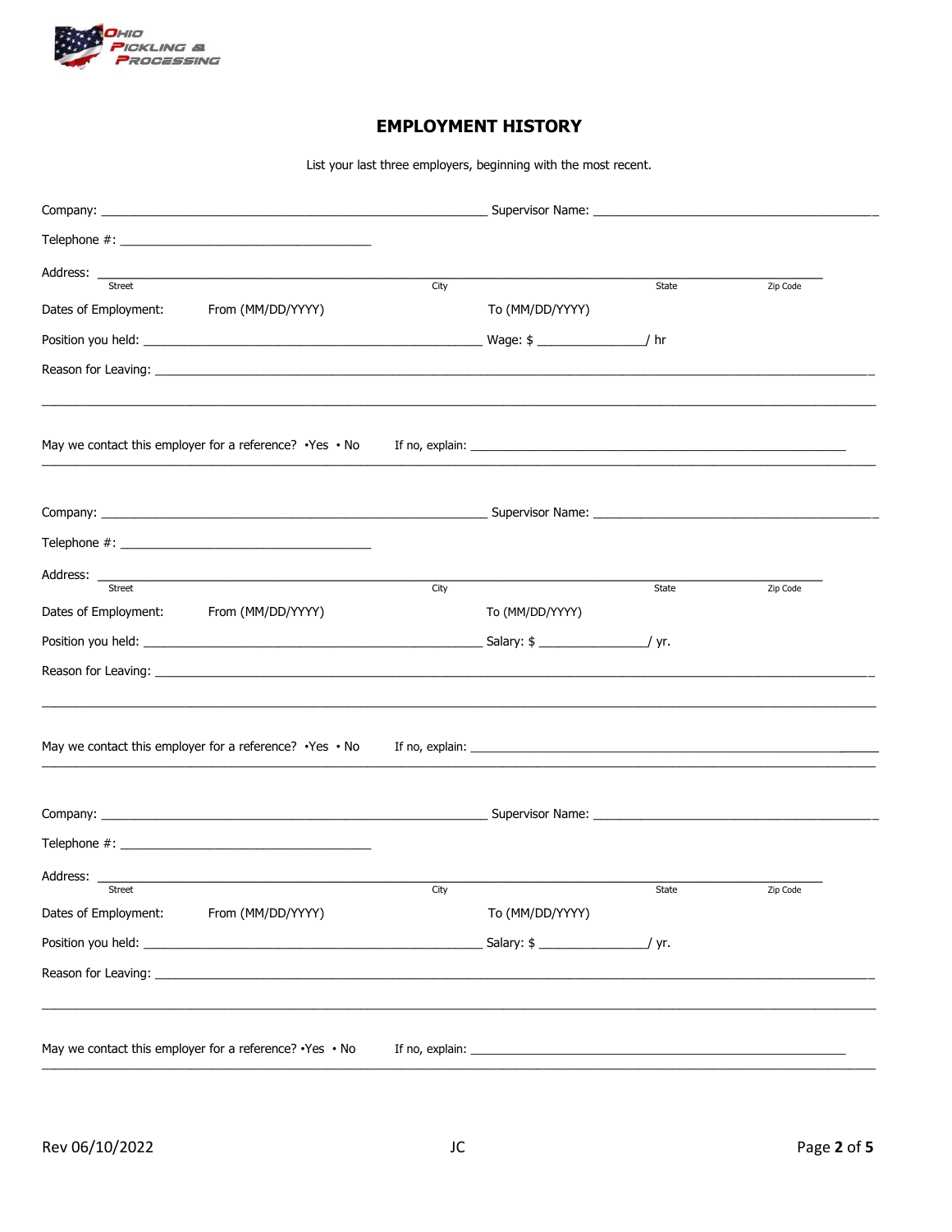Ohio Pickling & Processing

# EMPLOYMENT HISTORY

List your last three employers, beginning with the most recent.

Company: ________________________________________________ Supervisor Name: ________________________________________

Telephone #: ____________________________________

Address: ______________________________________________________________________________________________
Street City State Zip Code

Dates of Employment: From (MM/DD/YYYY) To (MM/DD/YYYY)

Position you held: ______________________________________________ Wage: $ _______________/ hr

Reason for Leaving: ____________________________________________________________________________________________

______________________________________________________________________________________________________________

May we contact this employer for a reference? •Yes • No If no, explain: _______________________________________________________

______________________________________________________________________________________________________________

Company: ________________________________________________ Supervisor Name: ________________________________________

Telephone #: ____________________________________

Address: ______________________________________________________________________________________________
Street City State Zip Code

Dates of Employment: From (MM/DD/YYYY) To (MM/DD/YYYY)

Position you held: ______________________________________________ Salary: $ _______________/ yr.

Reason for Leaving: ____________________________________________________________________________________________

______________________________________________________________________________________________________________

May we contact this employer for a reference? •Yes • No If no, explain: _______________________________________________________

______________________________________________________________________________________________________________

Company: ________________________________________________ Supervisor Name: ________________________________________

Telephone #: ____________________________________

Address: ______________________________________________________________________________________________
Street City State Zip Code

Dates of Employment: From (MM/DD/YYYY) To (MM/DD/YYYY)

Position you held: ______________________________________________ Salary: $ _______________/ yr.

Reason for Leaving: ____________________________________________________________________________________________

______________________________________________________________________________________________________________

May we contact this employer for a reference? •Yes • No If no, explain: _______________________________________________________

______________________________________________________________________________________________________________

Rev 06/10/2022 JC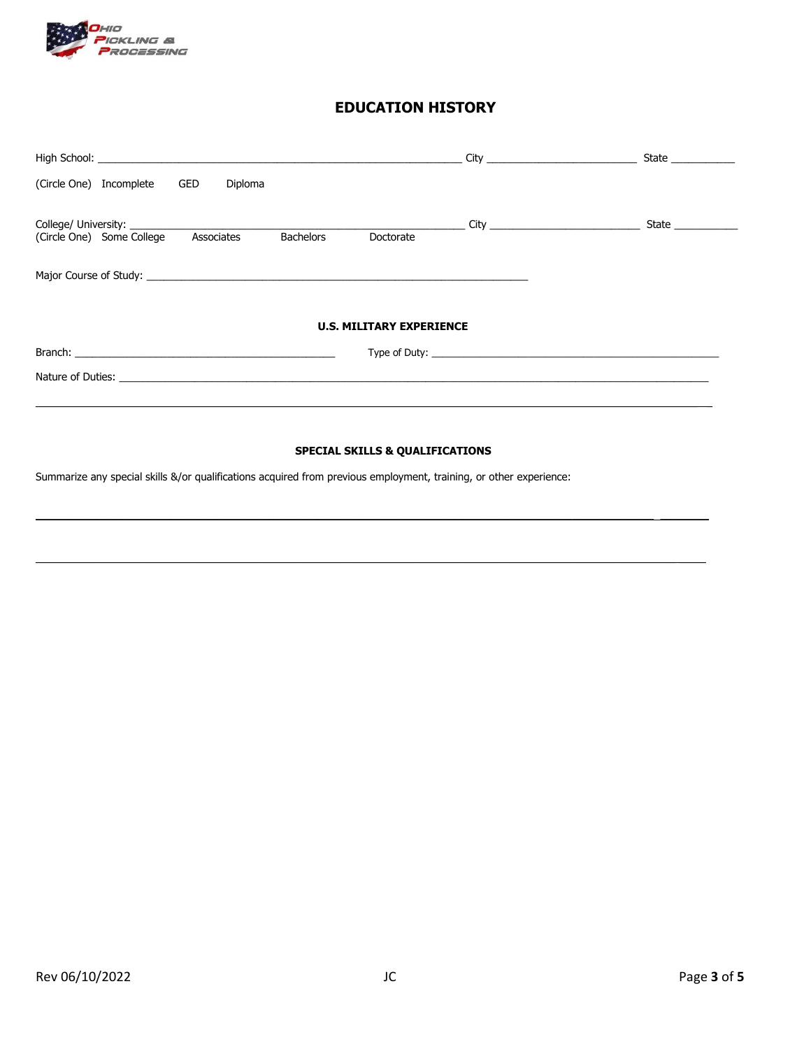# EDUCATION HISTORY

High School: ______________________________________________________________ City __________________________ State ___________

(Circle One) Incomplete GED Diploma

College/ University: ___________________________________________________________ City __________________________ State ___________
(Circle One) Some College Associates Bachelors Doctorate

Major Course of Study: ___________________________________________________________________

## U.S. MILITARY EXPERIENCE

Branch: ______________________________________________ Type of Duty: ___________________________________________________

Nature of Duties: _________________________________________________________________________________________________________

___________________________________________________________________________________________________________________

## SPECIAL SKILLS & QUALIFICATIONS

Summarize any special skills &/or qualifications acquired from previous employment, training, or other experience:

___________________________________________________________________________________________________________________

___________________________________________________________________________________________________________________

Rev 06/10/2022 JC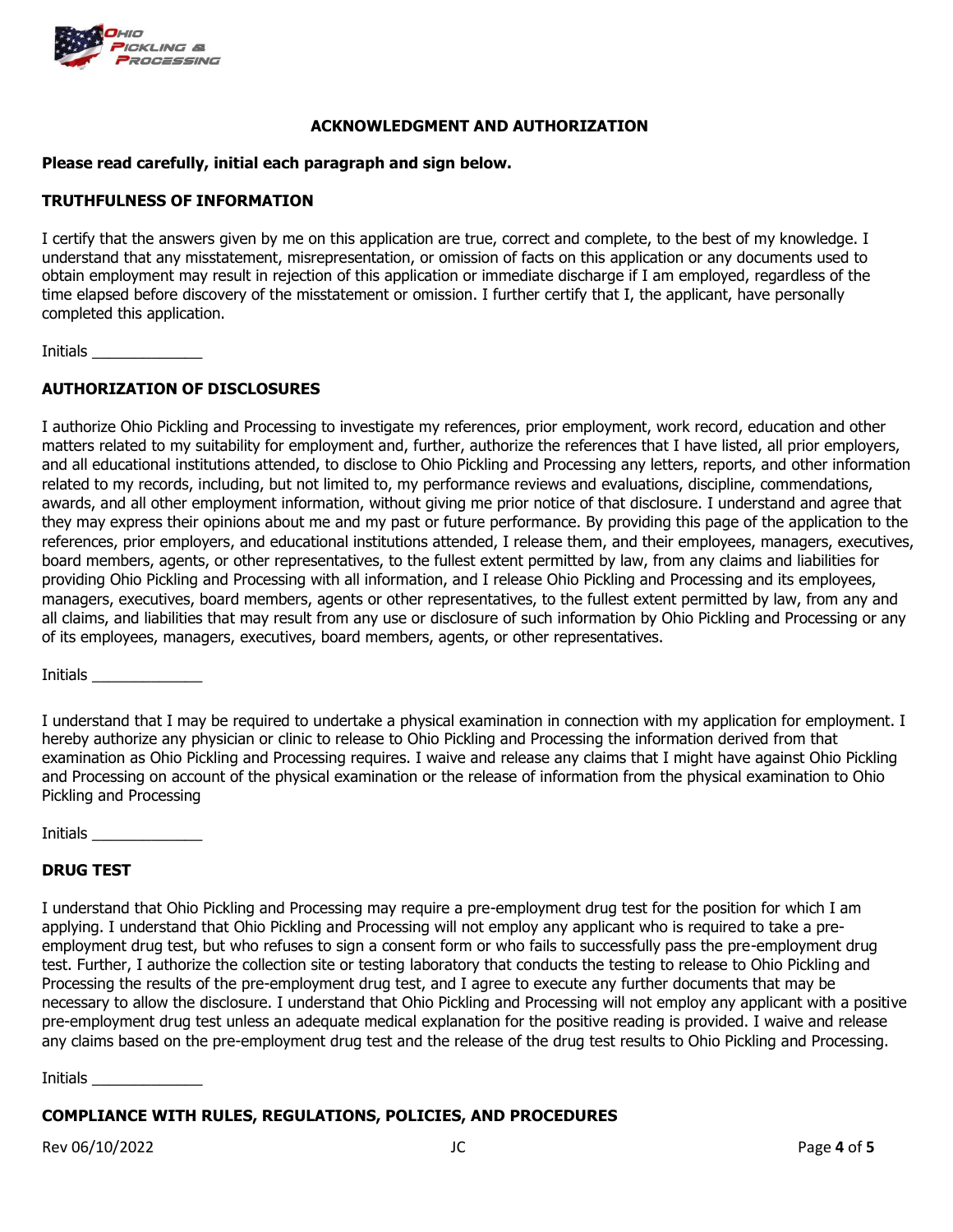## ACKNOWLEDGMENT AND AUTHORIZATION

**Please read carefully, initial each paragraph and sign below.**

### TRUTHFULNESS OF INFORMATION

I certify that the answers given by me on this application are true, correct and complete, to the best of my knowledge. I understand that any misstatement, misrepresentation, or omission of facts on this application or any documents used to obtain employment may result in rejection of this application or immediate discharge if I am employed, regardless of the time elapsed before discovery of the misstatement or omission. I further certify that I, the applicant, have personally completed this application.

Initials _____________

### AUTHORIZATION OF DISCLOSURES

I authorize Ohio Pickling and Processing to investigate my references, prior employment, work record, education and other matters related to my suitability for employment and, further, authorize the references that I have listed, all prior employers, and all educational institutions attended, to disclose to Ohio Pickling and Processing any letters, reports, and other information related to my records, including, but not limited to, my performance reviews and evaluations, discipline, commendations, awards, and all other employment information, without giving me prior notice of that disclosure. I understand and agree that they may express their opinions about me and my past or future performance. By providing this page of the application to the references, prior employers, and educational institutions attended, I release them, and their employees, managers, executives, board members, agents, or other representatives, to the fullest extent permitted by law, from any claims and liabilities for providing Ohio Pickling and Processing with all information, and I release Ohio Pickling and Processing and its employees, managers, executives, board members, agents or other representatives, to the fullest extent permitted by law, from any and all claims, and liabilities that may result from any use or disclosure of such information by Ohio Pickling and Processing or any of its employees, managers, executives, board members, agents, or other representatives.

Initials _____________

I understand that I may be required to undertake a physical examination in connection with my application for employment. I hereby authorize any physician or clinic to release to Ohio Pickling and Processing the information derived from that examination as Ohio Pickling and Processing requires. I waive and release any claims that I might have against Ohio Pickling and Processing on account of the physical examination or the release of information from the physical examination to Ohio Pickling and Processing

Initials _____________

### DRUG TEST

I understand that Ohio Pickling and Processing may require a pre-employment drug test for the position for which I am applying. I understand that Ohio Pickling and Processing will not employ any applicant who is required to take a pre-employment drug test, but who refuses to sign a consent form or who fails to successfully pass the pre-employment drug test. Further, I authorize the collection site or testing laboratory that conducts the testing to release to Ohio Pickling and Processing the results of the pre-employment drug test, and I agree to execute any further documents that may be necessary to allow the disclosure. I understand that Ohio Pickling and Processing will not employ any applicant with a positive pre-employment drug test unless an adequate medical explanation for the positive reading is provided. I waive and release any claims based on the pre-employment drug test and the release of the drug test results to Ohio Pickling and Processing.

Initials _____________

### COMPLIANCE WITH RULES, REGULATIONS, POLICIES, AND PROCEDURES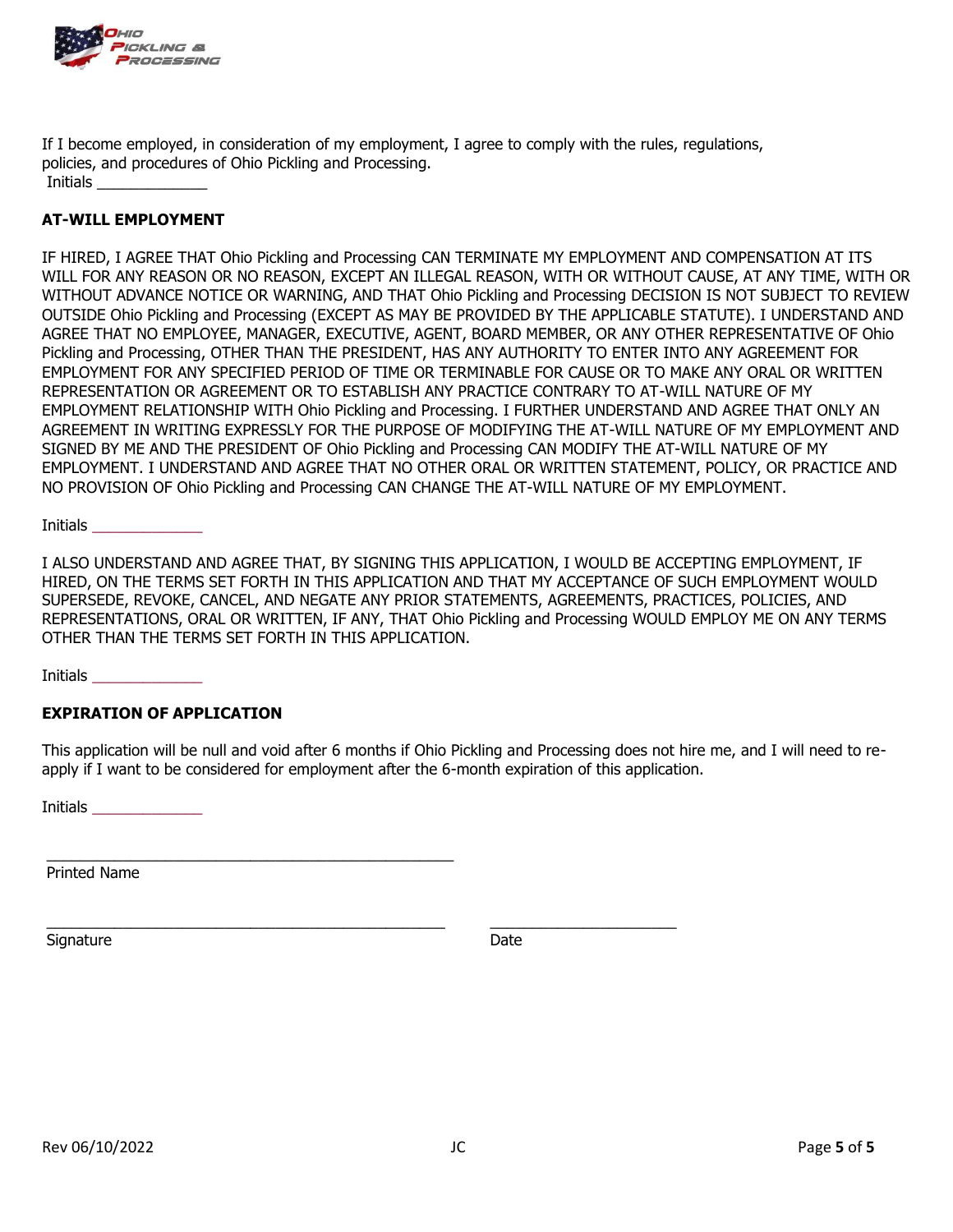If I become employed, in consideration of my employment, I agree to comply with the rules, regulations, policies, and procedures of Ohio Pickling and Processing.
Initials _____________

**AT-WILL EMPLOYMENT**

IF HIRED, I AGREE THAT Ohio Pickling and Processing CAN TERMINATE MY EMPLOYMENT AND COMPENSATION AT ITS WILL FOR ANY REASON OR NO REASON, EXCEPT AN ILLEGAL REASON, WITH OR WITHOUT CAUSE, AT ANY TIME, WITH OR WITHOUT ADVANCE NOTICE OR WARNING, AND THAT Ohio Pickling and Processing DECISION IS NOT SUBJECT TO REVIEW OUTSIDE Ohio Pickling and Processing (EXCEPT AS MAY BE PROVIDED BY THE APPLICABLE STATUTE). I UNDERSTAND AND AGREE THAT NO EMPLOYEE, MANAGER, EXECUTIVE, AGENT, BOARD MEMBER, OR ANY OTHER REPRESENTATIVE OF Ohio Pickling and Processing, OTHER THAN THE PRESIDENT, HAS ANY AUTHORITY TO ENTER INTO ANY AGREEMENT FOR EMPLOYMENT FOR ANY SPECIFIED PERIOD OF TIME OR TERMINABLE FOR CAUSE OR TO MAKE ANY ORAL OR WRITTEN REPRESENTATION OR AGREEMENT OR TO ESTABLISH ANY PRACTICE CONTRARY TO AT-WILL NATURE OF MY EMPLOYMENT RELATIONSHIP WITH Ohio Pickling and Processing. I FURTHER UNDERSTAND AND AGREE THAT ONLY AN AGREEMENT IN WRITING EXPRESSLY FOR THE PURPOSE OF MODIFYING THE AT-WILL NATURE OF MY EMPLOYMENT AND SIGNED BY ME AND THE PRESIDENT OF Ohio Pickling and Processing CAN MODIFY THE AT-WILL NATURE OF MY EMPLOYMENT. I UNDERSTAND AND AGREE THAT NO OTHER ORAL OR WRITTEN STATEMENT, POLICY, OR PRACTICE AND NO PROVISION OF Ohio Pickling and Processing CAN CHANGE THE AT-WILL NATURE OF MY EMPLOYMENT.

Initials _____________

I ALSO UNDERSTAND AND AGREE THAT, BY SIGNING THIS APPLICATION, I WOULD BE ACCEPTING EMPLOYMENT, IF HIRED, ON THE TERMS SET FORTH IN THIS APPLICATION AND THAT MY ACCEPTANCE OF SUCH EMPLOYMENT WOULD SUPERSEDE, REVOKE, CANCEL, AND NEGATE ANY PRIOR STATEMENTS, AGREEMENTS, PRACTICES, POLICIES, AND REPRESENTATIONS, ORAL OR WRITTEN, IF ANY, THAT Ohio Pickling and Processing WOULD EMPLOY ME ON ANY TERMS OTHER THAN THE TERMS SET FORTH IN THIS APPLICATION.

Initials _____________

**EXPIRATION OF APPLICATION**

This application will be null and void after 6 months if Ohio Pickling and Processing does not hire me, and I will need to re-apply if I want to be considered for employment after the 6-month expiration of this application.

Initials _____________

_______________________________________________
Printed Name

_______________________________________________ _______________________
Signature Date

Rev 06/10/2022 JC